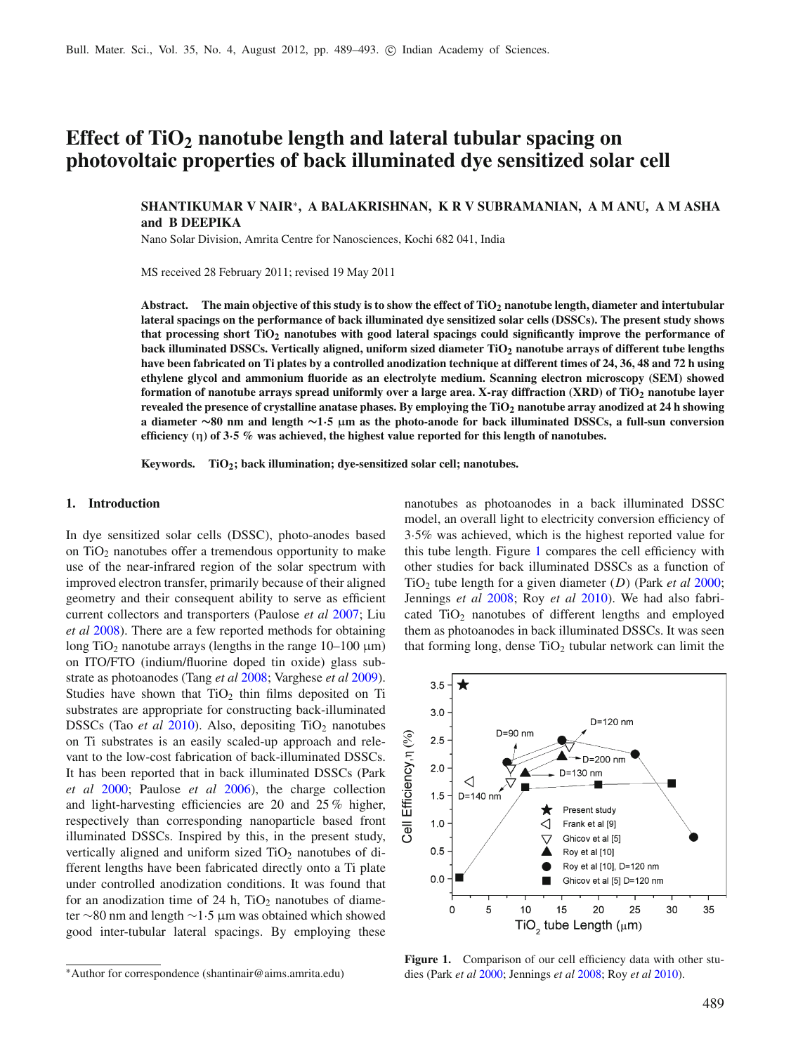# Effect of $TiO_2$ nanotube length and lateral tubular spacing on photovoltaic properties of back illuminated dye sensitized solar cell

**SHANTIKUMAR V NAIR\*, A BALAKRISHNAN, K R V SUBRAMANIAN, A M ANU, A M ASHA and B DEEPIKA**

Nano Solar Division, Amrita Centre for Nanosciences, Kochi 682 041, India

MS received 28 February 2011; revised 19 May 2011

**Abstract.** **The main objective of this study is to show the effect of $TiO_2$ nanotube length, diameter and intertubular lateral spacings on the performance of back illuminated dye sensitized solar cells (DSSCs). The present study shows that processing short $TiO_2$ nanotubes with good lateral spacings could significantly improve the performance of back illuminated DSSCs. Vertically aligned, uniform sized diameter $TiO_2$ nanotube arrays of different tube lengths have been fabricated on Ti plates by a controlled anodization technique at different times of 24, 36, 48 and 72 h using ethylene glycol and ammonium fluoride as an electrolyte medium. Scanning electron microscopy (SEM) showed formation of nanotube arrays spread uniformly over a large area. X-ray diffraction (XRD) of $TiO_2$ nanotube layer revealed the presence of crystalline anatase phases. By employing the $TiO_2$ nanotube array anodized at 24 h showing a diameter ∼80 nm and length ∼1·5 μm as the photo-anode for back illuminated DSSCs, a full-sun conversion efficiency (η) of 3·5 % was achieved, the highest value reported for this length of nanotubes.**

**Keywords.** **$TiO_2$; back illumination; dye-sensitized solar cell; nanotubes.**

## 1. Introduction

In dye sensitized solar cells (DSSC), photo-anodes based on $TiO_2$ nanotubes offer a tremendous opportunity to make use of the near-infrared region of the solar spectrum with improved electron transfer, primarily because of their aligned geometry and their consequent ability to serve as efficient current collectors and transporters (Paulose *et al* 2007; Liu *et al* 2008). There are a few reported methods for obtaining long $TiO_2$ nanotube arrays (lengths in the range 10–100 μm) on ITO/FTO (indium/fluorine doped tin oxide) glass substrate as photoanodes (Tang *et al* 2008; Varghese *et al* 2009). Studies have shown that $TiO_2$ thin films deposited on Ti substrates are appropriate for constructing back-illuminated DSSCs (Tao *et al* 2010). Also, depositing $TiO_2$ nanotubes on Ti substrates is an easily scaled-up approach and relevant to the low-cost fabrication of back-illuminated DSSCs. It has been reported that in back illuminated DSSCs (Park *et al* 2000; Paulose *et al* 2006), the charge collection and light-harvesting efficiencies are 20 and 25 % higher, respectively than corresponding nanoparticle based front illuminated DSSCs. Inspired by this, in the present study, vertically aligned and uniform sized $TiO_2$ nanotubes of different lengths have been fabricated directly onto a Ti plate under controlled anodization conditions. It was found that for an anodization time of 24 h, $TiO_2$ nanotubes of diameter ∼80 nm and length ∼1·5 μm was obtained which showed good inter-tubular lateral spacings. By employing these nanotubes as photoanodes in a back illuminated DSSC model, an overall light to electricity conversion efficiency of 3·5% was achieved, which is the highest reported value for this tube length. Figure 1 compares the cell efficiency with other studies for back illuminated DSSCs as a function of $TiO_2$ tube length for a given diameter ($D$) (Park *et al* 2000; Jennings *et al* 2008; Roy *et al* 2010). We had also fabricated $TiO_2$ nanotubes of different lengths and employed them as photoanodes in back illuminated DSSCs. It was seen that forming long, dense $TiO_2$ tubular network can limit the

**Figure 1.** Comparison of our cell efficiency data with other studies (Park *et al* 2000; Jennings *et al* 2008; Roy *et al* 2010).

\*Author for correspondence (shantinair@aims.amrita.edu)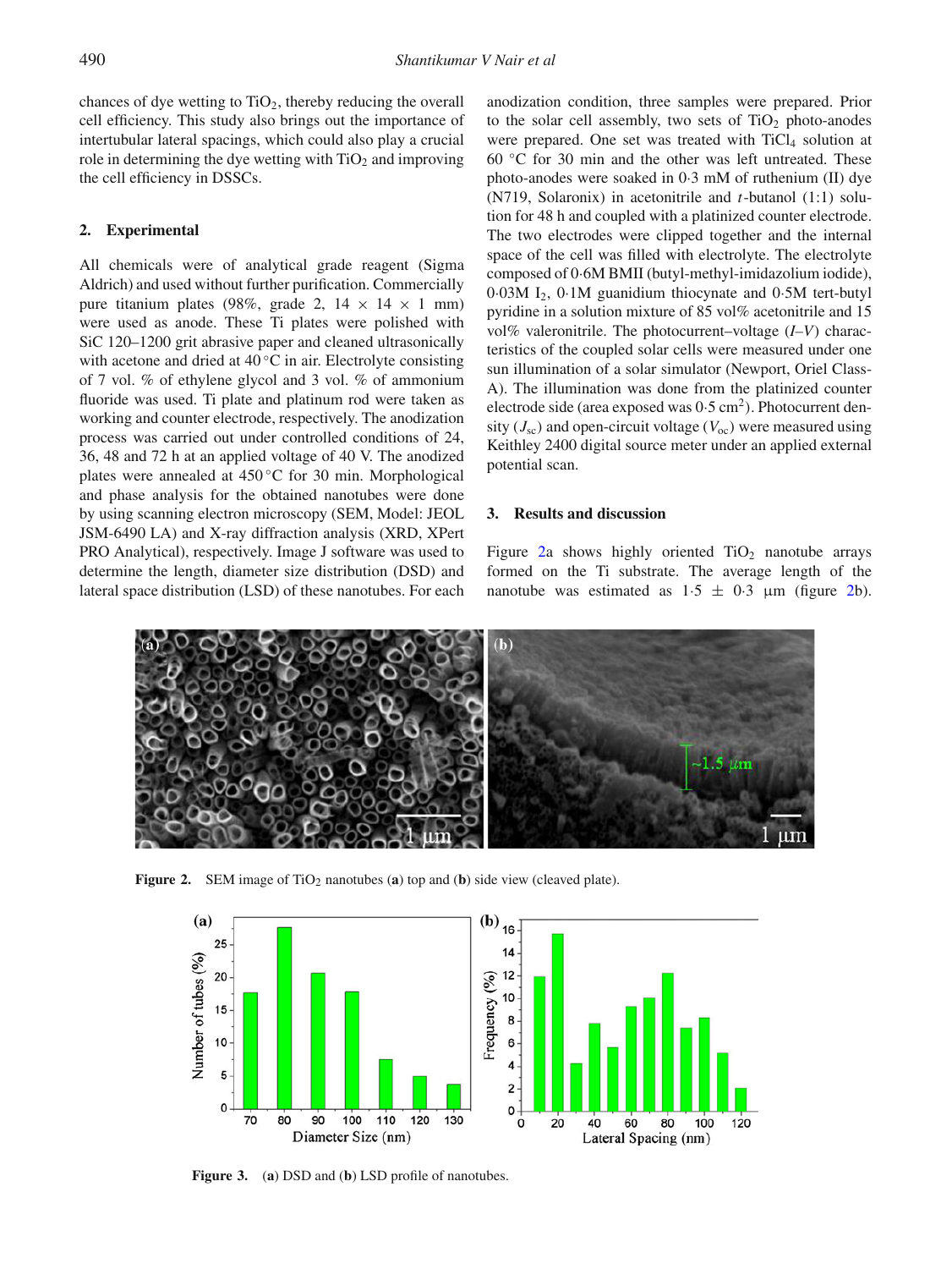chances of dye wetting to $TiO_2$, thereby reducing the overall cell efficiency. This study also brings out the importance of intertubular lateral spacings, which could also play a crucial role in determining the dye wetting with $TiO_2$ and improving the cell efficiency in DSSCs.

## 2. Experimental

All chemicals were of analytical grade reagent (Sigma Aldrich) and used without further purification. Commercially pure titanium plates (98%, grade 2, 14 × 14 × 1 mm) were used as anode. These Ti plates were polished with SiC 120–1200 grit abrasive paper and cleaned ultrasonically with acetone and dried at 40 °C in air. Electrolyte consisting of 7 vol. % of ethylene glycol and 3 vol. % of ammonium fluoride was used. Ti plate and platinum rod were taken as working and counter electrode, respectively. The anodization process was carried out under controlled conditions of 24, 36, 48 and 72 h at an applied voltage of 40 V. The anodized plates were annealed at 450 °C for 30 min. Morphological and phase analysis for the obtained nanotubes were done by using scanning electron microscopy (SEM, Model: JEOL JSM-6490 LA) and X-ray diffraction analysis (XRD, XPert PRO Analytical), respectively. Image J software was used to determine the length, diameter size distribution (DSD) and lateral space distribution (LSD) of these nanotubes. For each anodization condition, three samples were prepared. Prior to the solar cell assembly, two sets of $TiO_2$ photo-anodes were prepared. One set was treated with $TiCl_4$ solution at 60 °C for 30 min and the other was left untreated. These photo-anodes were soaked in 0·3 mM of ruthenium (II) dye (N719, Solaronix) in acetonitrile and *t*-butanol (1:1) solution for 48 h and coupled with a platinized counter electrode. The two electrodes were clipped together and the internal space of the cell was filled with electrolyte. The electrolyte composed of 0·6M BMII (butyl-methyl-imidazolium iodide), 0·03M $I_2$, 0·1M guanidium thiocynate and 0·5M tert-butyl pyridine in a solution mixture of 85 vol% acetonitrile and 15 vol% valeronitrile. The photocurrent–voltage ($I$–$V$) characteristics of the coupled solar cells were measured under one sun illumination of a solar simulator (Newport, Oriel Class-A). The illumination was done from the platinized counter electrode side (area exposed was 0·5 $cm^2$). Photocurrent density ($J_{sc}$) and open-circuit voltage ($V_{oc}$) were measured using Keithley 2400 digital source meter under an applied external potential scan.

## 3. Results and discussion

Figure 2a shows highly oriented $TiO_2$ nanotube arrays formed on the Ti substrate. The average length of the nanotube was estimated as 1·5 ± 0·3 μm (figure 2b).

**Figure 2.** SEM image of $TiO_2$ nanotubes (**a**) top and (**b**) side view (cleaved plate).

**Figure 3.** (**a**) DSD and (**b**) LSD profile of nanotubes.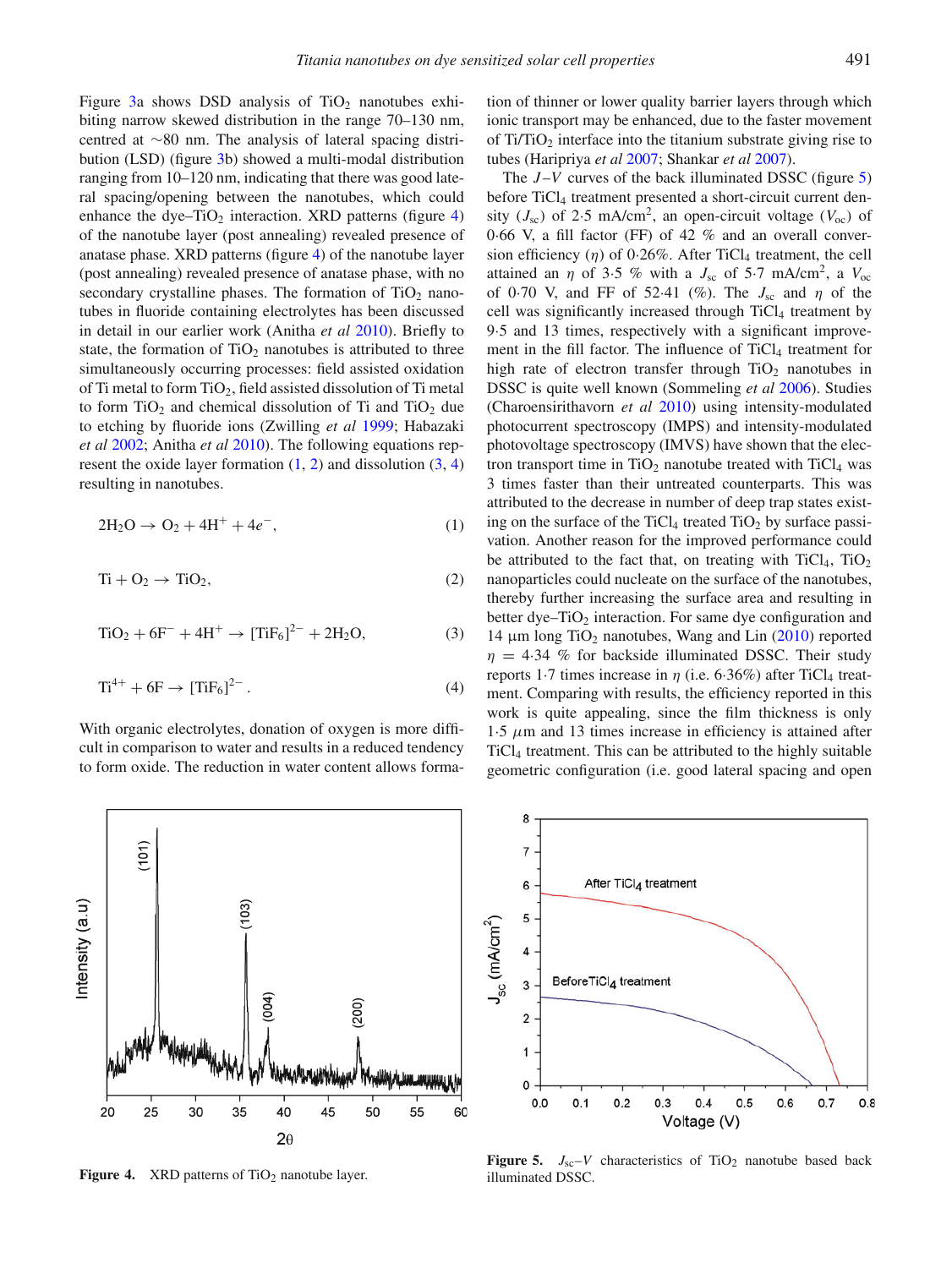Figure 3a shows DSD analysis of $TiO_2$ nanotubes exhibiting narrow skewed distribution in the range 70–130 nm, centred at ~80 nm. The analysis of lateral spacing distribution (LSD) (figure 3b) showed a multi-modal distribution ranging from 10–120 nm, indicating that there was good lateral spacing/opening between the nanotubes, which could enhance the dye–$TiO_2$ interaction. XRD patterns (figure 4) of the nanotube layer (post annealing) revealed presence of anatase phase. XRD patterns (figure 4) of the nanotube layer (post annealing) revealed presence of anatase phase, with no secondary crystalline phases. The formation of $TiO_2$ nanotubes in fluoride containing electrolytes has been discussed in detail in our earlier work (Anitha *et al* 2010). Briefly to state, the formation of $TiO_2$ nanotubes is attributed to three simultaneously occurring processes: field assisted oxidation of Ti metal to form $TiO_2$, field assisted dissolution of Ti metal to form $TiO_2$ and chemical dissolution of Ti and $TiO_2$ due to etching by fluoride ions (Zwilling *et al* 1999; Habazaki *et al* 2002; Anitha *et al* 2010). The following equations represent the oxide layer formation (1, 2) and dissolution (3, 4) resulting in nanotubes.

$$2H_2O \rightarrow O_2 + 4H^+ + 4e^-, \tag{1}$$

$$Ti + O_2 \rightarrow TiO_2, \tag{2}$$

$$TiO_2 + 6F^- + 4H^+ \rightarrow [TiF_6]^{2-} + 2H_2O, \tag{3}$$

$$Ti^{4+} + 6F \rightarrow [TiF_6]^{2-}. \tag{4}$$

With organic electrolytes, donation of oxygen is more difficult in comparison to water and results in a reduced tendency to form oxide. The reduction in water content allows formation of thinner or lower quality barrier layers through which ionic transport may be enhanced, due to the faster movement of $Ti/TiO_2$ interface into the titanium substrate giving rise to tubes (Haripriya *et al* 2007; Shankar *et al* 2007).

The $J$–$V$ curves of the back illuminated DSSC (figure 5) before $TiCl_4$ treatment presented a short-circuit current density ($J_{sc}$) of 2·5 mA/cm$^2$, an open-circuit voltage ($V_{oc}$) of 0·66 V, a fill factor (FF) of 42 % and an overall conversion efficiency ($\eta$) of 0·26%. After $TiCl_4$ treatment, the cell attained an $\eta$ of 3·5 % with a $J_{sc}$ of 5·7 mA/cm$^2$, a $V_{oc}$ of 0·70 V, and FF of 52·41 (%). The $J_{sc}$ and $\eta$ of the cell was significantly increased through $TiCl_4$ treatment by 9·5 and 13 times, respectively with a significant improvement in the fill factor. The influence of $TiCl_4$ treatment for high rate of electron transfer through $TiO_2$ nanotubes in DSSC is quite well known (Sommeling *et al* 2006). Studies (Charoensirithavorn *et al* 2010) using intensity-modulated photocurrent spectroscopy (IMPS) and intensity-modulated photovoltage spectroscopy (IMVS) have shown that the electron transport time in $TiO_2$ nanotube treated with $TiCl_4$ was 3 times faster than their untreated counterparts. This was attributed to the decrease in number of deep trap states existing on the surface of the $TiCl_4$ treated $TiO_2$ by surface passivation. Another reason for the improved performance could be attributed to the fact that, on treating with $TiCl_4$, $TiO_2$ nanoparticles could nucleate on the surface of the nanotubes, thereby further increasing the surface area and resulting in better dye–$TiO_2$ interaction. For same dye configuration and 14 μm long $TiO_2$ nanotubes, Wang and Lin (2010) reported $\eta = 4{\cdot}34$ % for backside illuminated DSSC. Their study reports 1·7 times increase in $\eta$ (i.e. 6·36%) after $TiCl_4$ treatment. Comparing with results, the efficiency reported in this work is quite appealing, since the film thickness is only 1·5 $\mu$m and 13 times increase in efficiency is attained after $TiCl_4$ treatment. This can be attributed to the highly suitable geometric configuration (i.e. good lateral spacing and open

**Figure 4.** XRD patterns of $TiO_2$ nanotube layer.

**Figure 5.** $J_{sc}$–$V$ characteristics of $TiO_2$ nanotube based back illuminated DSSC.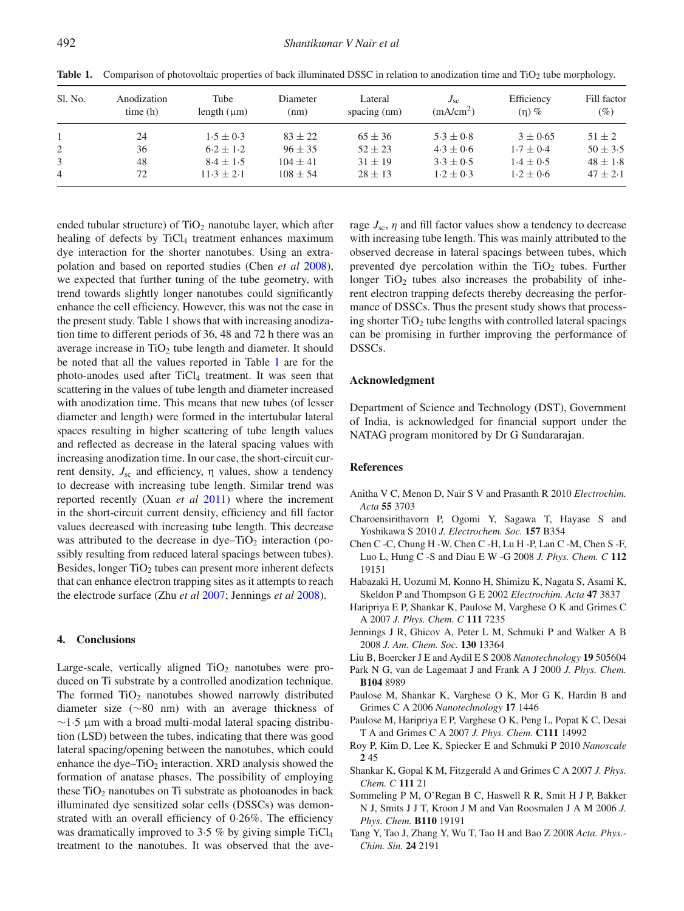**Table 1.** Comparison of photovoltaic properties of back illuminated DSSC in relation to anodization time and $TiO_2$ tube morphology.

| Sl. No. | Anodization time (h) | Tube length (μm) | Diameter (nm) | Lateral spacing (nm) | $J_{sc}$ (mA/cm$^2$) | Efficiency (η) % | Fill factor (%) |
|---|---|---|---|---|---|---|---|
| 1 | 24 | $1·5 \pm 0·3$ | $83 \pm 22$ | $65 \pm 36$ | $5·3 \pm 0·8$ | $3 \pm 0·65$ | $51 \pm 2$ |
| 2 | 36 | $6·2 \pm 1·2$ | $96 \pm 35$ | $52 \pm 23$ | $4·3 \pm 0·6$ | $1·7 \pm 0·4$ | $50 \pm 3·5$ |
| 3 | 48 | $8·4 \pm 1·5$ | $104 \pm 41$ | $31 \pm 19$ | $3·3 \pm 0·5$ | $1·4 \pm 0·5$ | $48 \pm 1·8$ |
| 4 | 72 | $11·3 \pm 2·1$ | $108 \pm 54$ | $28 \pm 13$ | $1·2 \pm 0·3$ | $1·2 \pm 0·6$ | $47 \pm 2·1$ |

ended tubular structure) of $TiO_2$ nanotube layer, which after healing of defects by $TiCl_4$ treatment enhances maximum dye interaction for the shorter nanotubes. Using an extrapolation and based on reported studies (Chen *et al* 2008), we expected that further tuning of the tube geometry, with trend towards slightly longer nanotubes could significantly enhance the cell efficiency. However, this was not the case in the present study. Table 1 shows that with increasing anodization time to different periods of 36, 48 and 72 h there was an average increase in $TiO_2$ tube length and diameter. It should be noted that all the values reported in Table 1 are for the photo-anodes used after $TiCl_4$ treatment. It was seen that scattering in the values of tube length and diameter increased with anodization time. This means that new tubes (of lesser diameter and length) were formed in the intertubular lateral spaces resulting in higher scattering of tube length values and reflected as decrease in the lateral spacing values with increasing anodization time. In our case, the short-circuit current density, $J_{sc}$ and efficiency, η values, show a tendency to decrease with increasing tube length. Similar trend was reported recently (Xuan *et al* 2011) where the increment in the short-circuit current density, efficiency and fill factor values decreased with increasing tube length. This decrease was attributed to the decrease in dye–$TiO_2$ interaction (possibly resulting from reduced lateral spacings between tubes). Besides, longer $TiO_2$ tubes can present more inherent defects that can enhance electron trapping sites as it attempts to reach the electrode surface (Zhu *et al* 2007; Jennings *et al* 2008).

## 4. Conclusions

Large-scale, vertically aligned $TiO_2$ nanotubes were produced on Ti substrate by a controlled anodization technique. The formed $TiO_2$ nanotubes showed narrowly distributed diameter size (∼80 nm) with an average thickness of ∼1·5 μm with a broad multi-modal lateral spacing distribution (LSD) between the tubes, indicating that there was good lateral spacing/opening between the nanotubes, which could enhance the dye–$TiO_2$ interaction. XRD analysis showed the formation of anatase phases. The possibility of employing these $TiO_2$ nanotubes on Ti substrate as photoanodes in back illuminated dye sensitized solar cells (DSSCs) was demonstrated with an overall efficiency of 0·26%. The efficiency was dramatically improved to 3·5 % by giving simple $TiCl_4$ treatment to the nanotubes. It was observed that the average $J_{sc}$, $\eta$ and fill factor values show a tendency to decrease with increasing tube length. This was mainly attributed to the observed decrease in lateral spacings between tubes, which prevented dye percolation within the $TiO_2$ tubes. Further longer $TiO_2$ tubes also increases the probability of inherent electron trapping defects thereby decreasing the performance of DSSCs. Thus the present study shows that processing shorter $TiO_2$ tube lengths with controlled lateral spacings can be promising in further improving the performance of DSSCs.

### Acknowledgment

Department of Science and Technology (DST), Government of India, is acknowledged for financial support under the NATAG program monitored by Dr G Sundararajan.

### References

Anitha V C, Menon D, Nair S V and Prasanth R 2010 *Electrochim. Acta* **55** 3703

Charoensirithavorn P, Ogomi Y, Sagawa T, Hayase S and Yoshikawa S 2010 *J. Electrochem. Soc.* **157** B354

Chen C -C, Chung H -W, Chen C -H, Lu H -P, Lan C -M, Chen S -F, Luo L, Hung C -S and Diau E W -G 2008 *J. Phys. Chem. C* **112** 19151

Habazaki H, Uozumi M, Konno H, Shimizu K, Nagata S, Asami K, Skeldon P and Thompson G E 2002 *Electrochim. Acta* **47** 3837

Haripriya E P, Shankar K, Paulose M, Varghese O K and Grimes C A 2007 *J. Phys. Chem. C* **111** 7235

Jennings J R, Ghicov A, Peter L M, Schmuki P and Walker A B 2008 *J. Am. Chem. Soc.* **130** 13364

Liu B, Boercker J E and Aydil E S 2008 *Nanotechnology* **19** 505604

Park N G, van de Lagemaat J and Frank A J 2000 *J. Phys. Chem.* **B104** 8989

Paulose M, Shankar K, Varghese O K, Mor G K, Hardin B and Grimes C A 2006 *Nanotechnology* **17** 1446

Paulose M, Haripriya E P, Varghese O K, Peng L, Popat K C, Desai T A and Grimes C A 2007 *J. Phys. Chem.* **C111** 14992

Roy P, Kim D, Lee K, Spiecker E and Schmuki P 2010 *Nanoscale* **2** 45

Shankar K, Gopal K M, Fitzgerald A and Grimes C A 2007 *J. Phys. Chem. C* **111** 21

Sommeling P M, O'Regan B C, Haswell R R, Smit H J P, Bakker N J, Smits J J T, Kroon J M and Van Roosmalen J A M 2006 *J. Phys. Chem.* **B110** 19191

Tang Y, Tao J, Zhang Y, Wu T, Tao H and Bao Z 2008 *Acta. Phys.-Chim. Sin.* **24** 2191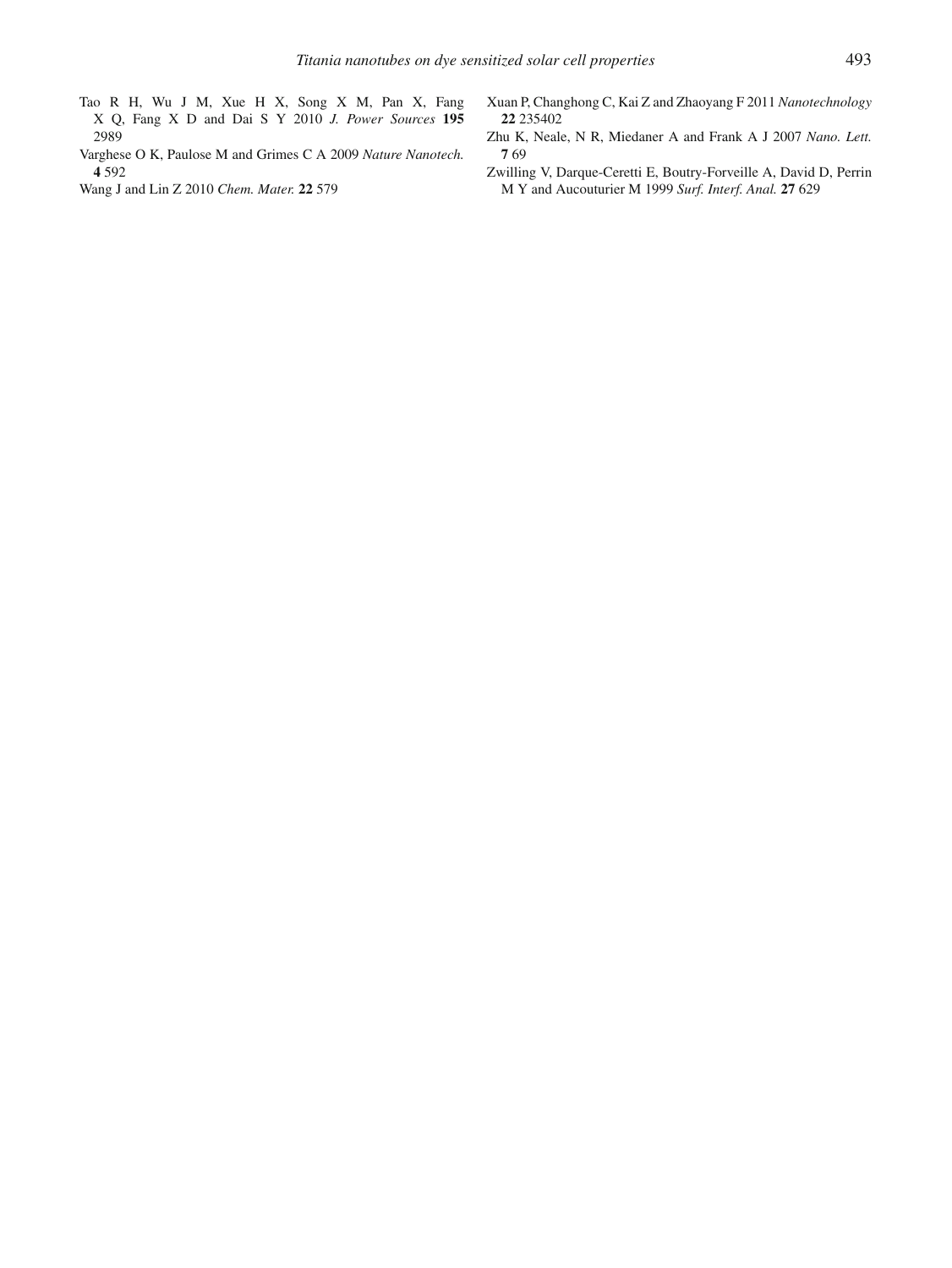Tao R H, Wu J M, Xue H X, Song X M, Pan X, Fang X Q, Fang X D and Dai S Y 2010 *J. Power Sources* **195** 2989

Varghese O K, Paulose M and Grimes C A 2009 *Nature Nanotech.* **4** 592

Wang J and Lin Z 2010 *Chem. Mater.* **22** 579

Xuan P, Changhong C, Kai Z and Zhaoyang F 2011 *Nanotechnology* **22** 235402

Zhu K, Neale, N R, Miedaner A and Frank A J 2007 *Nano. Lett.* **7** 69

Zwilling V, Darque-Ceretti E, Boutry-Forveille A, David D, Perrin M Y and Aucouturier M 1999 *Surf. Interf. Anal.* **27** 629